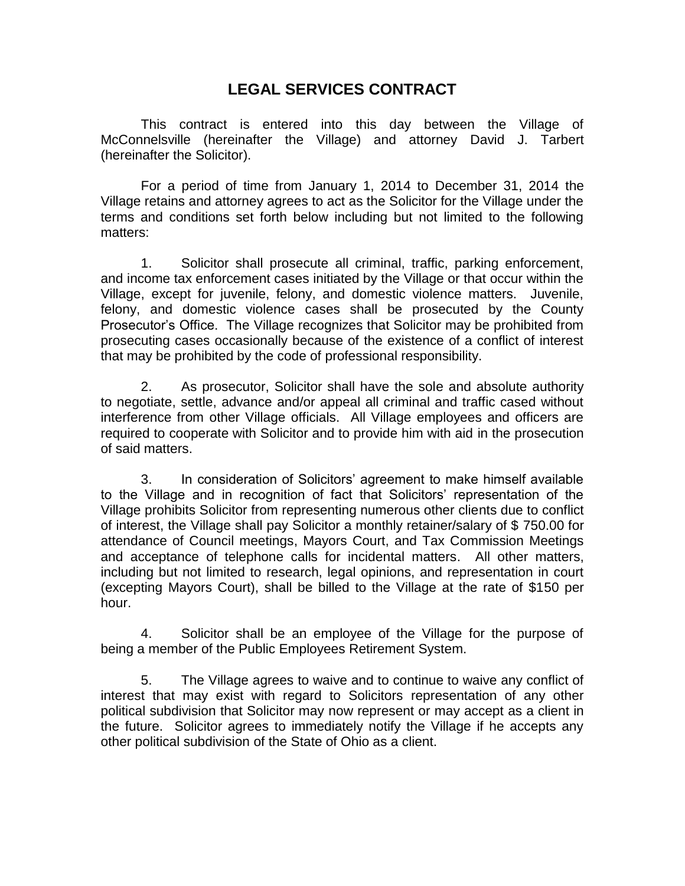# LEGAL SERVICES CONTRACT

This contract is entered into this day between the Village of McConnelsville (hereinafter the Village) and attorney David J. Tarbert (hereinafter the Solicitor).

For a period of time from January 1, 2014 to December 31, 2014 the Village retains and attorney agrees to act as the Solicitor for the Village under the terms and conditions set forth below including but not limited to the following matters:

1. Solicitor shall prosecute all criminal, traffic, parking enforcement, and income tax enforcement cases initiated by the Village or that occur within the Village, except for juvenile, felony, and domestic violence matters. Juvenile, felony, and domestic violence cases shall be prosecuted by the County Prosecutor's Office. The Village recognizes that Solicitor may be prohibited from prosecuting cases occasionally because of the existence of a conflict of interest that may be prohibited by the code of professional responsibility.

2. As prosecutor, Solicitor shall have the sole and absolute authority to negotiate, settle, advance and/or appeal all criminal and traffic cased without interference from other Village officials. All Village employees and officers are required to cooperate with Solicitor and to provide him with aid in the prosecution of said matters.

3. In consideration of Solicitors' agreement to make himself available to the Village and in recognition of fact that Solicitors' representation of the Village prohibits Solicitor from representing numerous other clients due to conflict of interest, the Village shall pay Solicitor a monthly retainer/salary of $ 750.00 for attendance of Council meetings, Mayors Court, and Tax Commission Meetings and acceptance of telephone calls for incidental matters. All other matters, including but not limited to research, legal opinions, and representation in court (excepting Mayors Court), shall be billed to the Village at the rate of $150 per hour.

4. Solicitor shall be an employee of the Village for the purpose of being a member of the Public Employees Retirement System.

5. The Village agrees to waive and to continue to waive any conflict of interest that may exist with regard to Solicitors representation of any other political subdivision that Solicitor may now represent or may accept as a client in the future. Solicitor agrees to immediately notify the Village if he accepts any other political subdivision of the State of Ohio as a client.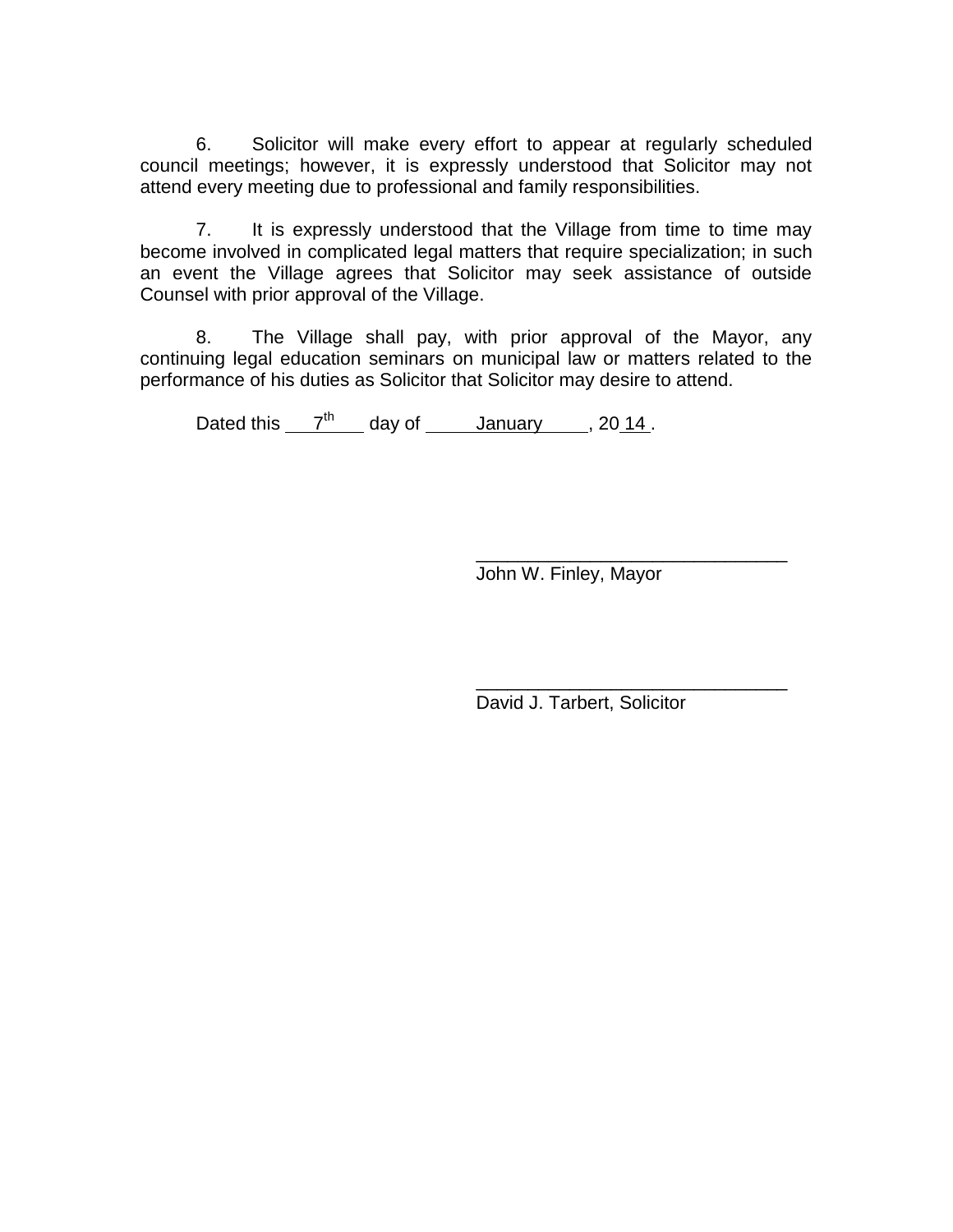6. Solicitor will make every effort to appear at regularly scheduled council meetings; however, it is expressly understood that Solicitor may not attend every meeting due to professional and family responsibilities.

7. It is expressly understood that the Village from time to time may become involved in complicated legal matters that require specialization; in such an event the Village agrees that Solicitor may seek assistance of outside Counsel with prior approval of the Village.

8. The Village shall pay, with prior approval of the Mayor, any continuing legal education seminars on municipal law or matters related to the performance of his duties as Solicitor that Solicitor may desire to attend.

Dated this 7th day of January, 20 14.

______________________________
John W. Finley, Mayor

______________________________
David J. Tarbert, Solicitor